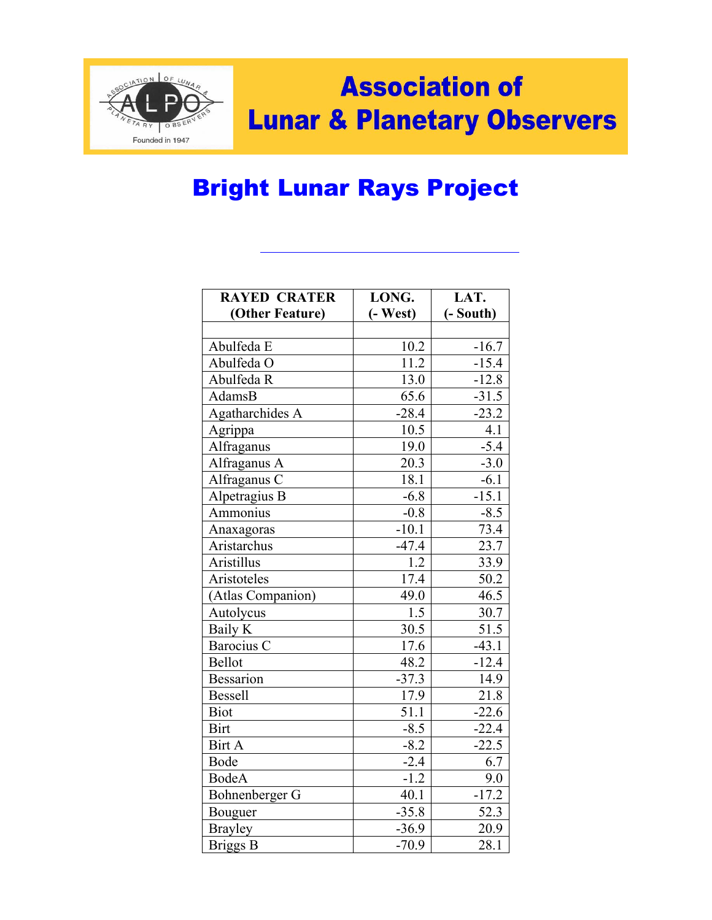# Association of Lunar & Planetary Observers

## Bright Lunar Rays Project

| RAYED CRATER (Other Feature) | LONG. (- West) | LAT. (- South) |
|---|---|---|
| | | |
| Abulfeda E | 10.2 | -16.7 |
| Abulfeda O | 11.2 | -15.4 |
| Abulfeda R | 13.0 | -12.8 |
| AdamsB | 65.6 | -31.5 |
| Agatharchides A | -28.4 | -23.2 |
| Agrippa | 10.5 | 4.1 |
| Alfraganus | 19.0 | -5.4 |
| Alfraganus A | 20.3 | -3.0 |
| Alfraganus C | 18.1 | -6.1 |
| Alpetragius B | -6.8 | -15.1 |
| Ammonius | -0.8 | -8.5 |
| Anaxagoras | -10.1 | 73.4 |
| Aristarchus | -47.4 | 23.7 |
| Aristillus | 1.2 | 33.9 |
| Aristoteles | 17.4 | 50.2 |
| (Atlas Companion) | 49.0 | 46.5 |
| Autolycus | 1.5 | 30.7 |
| Baily K | 30.5 | 51.5 |
| Barocius C | 17.6 | -43.1 |
| Bellot | 48.2 | -12.4 |
| Bessarion | -37.3 | 14.9 |
| Bessell | 17.9 | 21.8 |
| Biot | 51.1 | -22.6 |
| Birt | -8.5 | -22.4 |
| Birt A | -8.2 | -22.5 |
| Bode | -2.4 | 6.7 |
| BodeA | -1.2 | 9.0 |
| Bohnenberger G | 40.1 | -17.2 |
| Bouguer | -35.8 | 52.3 |
| Brayley | -36.9 | 20.9 |
| Briggs B | -70.9 | 28.1 |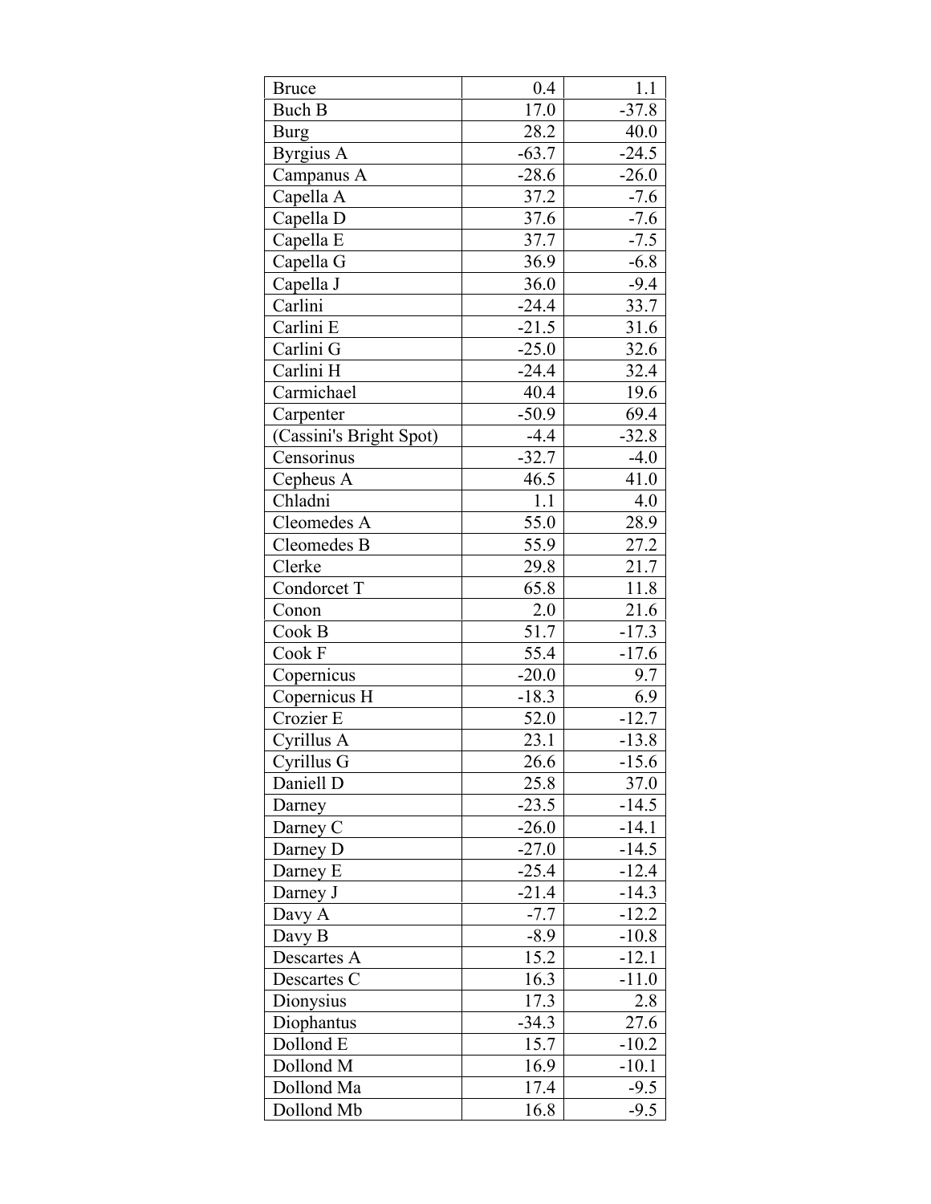| Bruce | 0.4 | 1.1 |
|---|---|---|
| Buch B | 17.0 | -37.8 |
| Burg | 28.2 | 40.0 |
| Byrgius A | -63.7 | -24.5 |
| Campanus A | -28.6 | -26.0 |
| Capella A | 37.2 | -7.6 |
| Capella D | 37.6 | -7.6 |
| Capella E | 37.7 | -7.5 |
| Capella G | 36.9 | -6.8 |
| Capella J | 36.0 | -9.4 |
| Carlini | -24.4 | 33.7 |
| Carlini E | -21.5 | 31.6 |
| Carlini G | -25.0 | 32.6 |
| Carlini H | -24.4 | 32.4 |
| Carmichael | 40.4 | 19.6 |
| Carpenter | -50.9 | 69.4 |
| (Cassini's Bright Spot) | -4.4 | -32.8 |
| Censorinus | -32.7 | -4.0 |
| Cepheus A | 46.5 | 41.0 |
| Chladni | 1.1 | 4.0 |
| Cleomedes A | 55.0 | 28.9 |
| Cleomedes B | 55.9 | 27.2 |
| Clerke | 29.8 | 21.7 |
| Condorcet T | 65.8 | 11.8 |
| Conon | 2.0 | 21.6 |
| Cook B | 51.7 | -17.3 |
| Cook F | 55.4 | -17.6 |
| Copernicus | -20.0 | 9.7 |
| Copernicus H | -18.3 | 6.9 |
| Crozier E | 52.0 | -12.7 |
| Cyrillus A | 23.1 | -13.8 |
| Cyrillus G | 26.6 | -15.6 |
| Daniell D | 25.8 | 37.0 |
| Darney | -23.5 | -14.5 |
| Darney C | -26.0 | -14.1 |
| Darney D | -27.0 | -14.5 |
| Darney E | -25.4 | -12.4 |
| Darney J | -21.4 | -14.3 |
| Davy A | -7.7 | -12.2 |
| Davy B | -8.9 | -10.8 |
| Descartes A | 15.2 | -12.1 |
| Descartes C | 16.3 | -11.0 |
| Dionysius | 17.3 | 2.8 |
| Diophantus | -34.3 | 27.6 |
| Dollond E | 15.7 | -10.2 |
| Dollond M | 16.9 | -10.1 |
| Dollond Ma | 17.4 | -9.5 |
| Dollond Mb | 16.8 | -9.5 |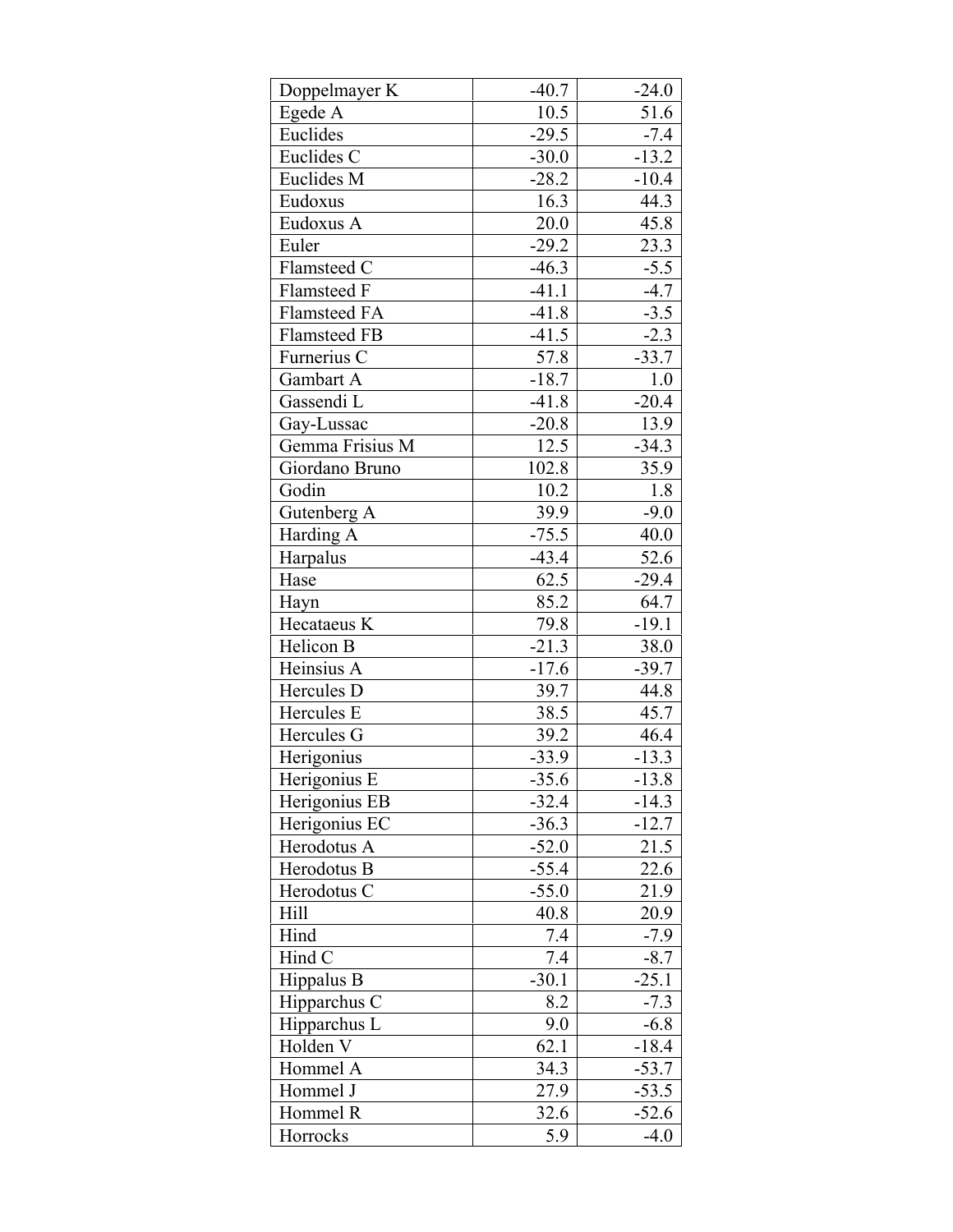| Doppelmayer K | -40.7 | -24.0 |
|---|---|---|
| Egede A | 10.5 | 51.6 |
| Euclides | -29.5 | -7.4 |
| Euclides C | -30.0 | -13.2 |
| Euclides M | -28.2 | -10.4 |
| Eudoxus | 16.3 | 44.3 |
| Eudoxus A | 20.0 | 45.8 |
| Euler | -29.2 | 23.3 |
| Flamsteed C | -46.3 | -5.5 |
| Flamsteed F | -41.1 | -4.7 |
| Flamsteed FA | -41.8 | -3.5 |
| Flamsteed FB | -41.5 | -2.3 |
| Furnerius C | 57.8 | -33.7 |
| Gambart A | -18.7 | 1.0 |
| Gassendi L | -41.8 | -20.4 |
| Gay-Lussac | -20.8 | 13.9 |
| Gemma Frisius M | 12.5 | -34.3 |
| Giordano Bruno | 102.8 | 35.9 |
| Godin | 10.2 | 1.8 |
| Gutenberg A | 39.9 | -9.0 |
| Harding A | -75.5 | 40.0 |
| Harpalus | -43.4 | 52.6 |
| Hase | 62.5 | -29.4 |
| Hayn | 85.2 | 64.7 |
| Hecataeus K | 79.8 | -19.1 |
| Helicon B | -21.3 | 38.0 |
| Heinsius A | -17.6 | -39.7 |
| Hercules D | 39.7 | 44.8 |
| Hercules E | 38.5 | 45.7 |
| Hercules G | 39.2 | 46.4 |
| Herigonius | -33.9 | -13.3 |
| Herigonius E | -35.6 | -13.8 |
| Herigonius EB | -32.4 | -14.3 |
| Herigonius EC | -36.3 | -12.7 |
| Herodotus A | -52.0 | 21.5 |
| Herodotus B | -55.4 | 22.6 |
| Herodotus C | -55.0 | 21.9 |
| Hill | 40.8 | 20.9 |
| Hind | 7.4 | -7.9 |
| Hind C | 7.4 | -8.7 |
| Hippalus B | -30.1 | -25.1 |
| Hipparchus C | 8.2 | -7.3 |
| Hipparchus L | 9.0 | -6.8 |
| Holden V | 62.1 | -18.4 |
| Hommel A | 34.3 | -53.7 |
| Hommel J | 27.9 | -53.5 |
| Hommel R | 32.6 | -52.6 |
| Horrocks | 5.9 | -4.0 |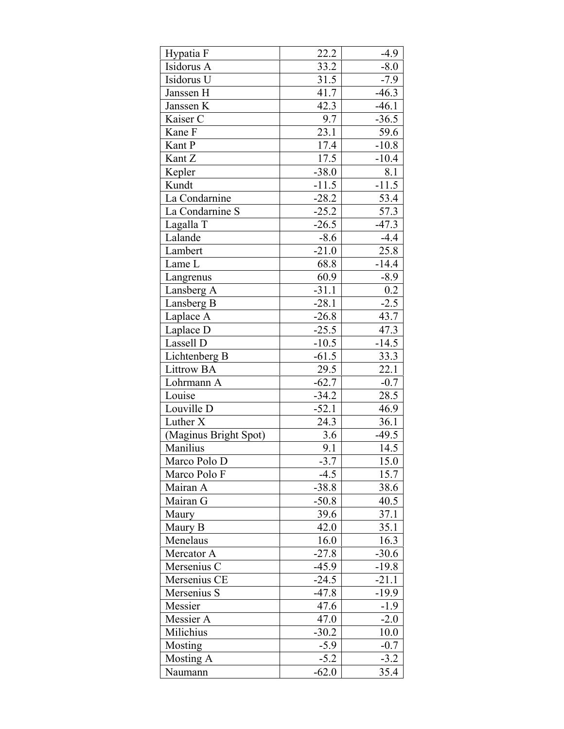| | | |
|---|---|---|
| Hypatia F | 22.2 | -4.9 |
| Isidorus A | 33.2 | -8.0 |
| Isidorus U | 31.5 | -7.9 |
| Janssen H | 41.7 | -46.3 |
| Janssen K | 42.3 | -46.1 |
| Kaiser C | 9.7 | -36.5 |
| Kane F | 23.1 | 59.6 |
| Kant P | 17.4 | -10.8 |
| Kant Z | 17.5 | -10.4 |
| Kepler | -38.0 | 8.1 |
| Kundt | -11.5 | -11.5 |
| La Condarnine | -28.2 | 53.4 |
| La Condarnine S | -25.2 | 57.3 |
| Lagalla T | -26.5 | -47.3 |
| Lalande | -8.6 | -4.4 |
| Lambert | -21.0 | 25.8 |
| Lame L | 68.8 | -14.4 |
| Langrenus | 60.9 | -8.9 |
| Lansberg A | -31.1 | 0.2 |
| Lansberg B | -28.1 | -2.5 |
| Laplace A | -26.8 | 43.7 |
| Laplace D | -25.5 | 47.3 |
| Lassell D | -10.5 | -14.5 |
| Lichtenberg B | -61.5 | 33.3 |
| Littrow BA | 29.5 | 22.1 |
| Lohrmann A | -62.7 | -0.7 |
| Louise | -34.2 | 28.5 |
| Louville D | -52.1 | 46.9 |
| Luther X | 24.3 | 36.1 |
| (Maginus Bright Spot) | 3.6 | -49.5 |
| Manilius | 9.1 | 14.5 |
| Marco Polo D | -3.7 | 15.0 |
| Marco Polo F | -4.5 | 15.7 |
| Mairan A | -38.8 | 38.6 |
| Mairan G | -50.8 | 40.5 |
| Maury | 39.6 | 37.1 |
| Maury B | 42.0 | 35.1 |
| Menelaus | 16.0 | 16.3 |
| Mercator A | -27.8 | -30.6 |
| Mersenius C | -45.9 | -19.8 |
| Mersenius CE | -24.5 | -21.1 |
| Mersenius S | -47.8 | -19.9 |
| Messier | 47.6 | -1.9 |
| Messier A | 47.0 | -2.0 |
| Milichius | -30.2 | 10.0 |
| Mosting | -5.9 | -0.7 |
| Mosting A | -5.2 | -3.2 |
| Naumann | -62.0 | 35.4 |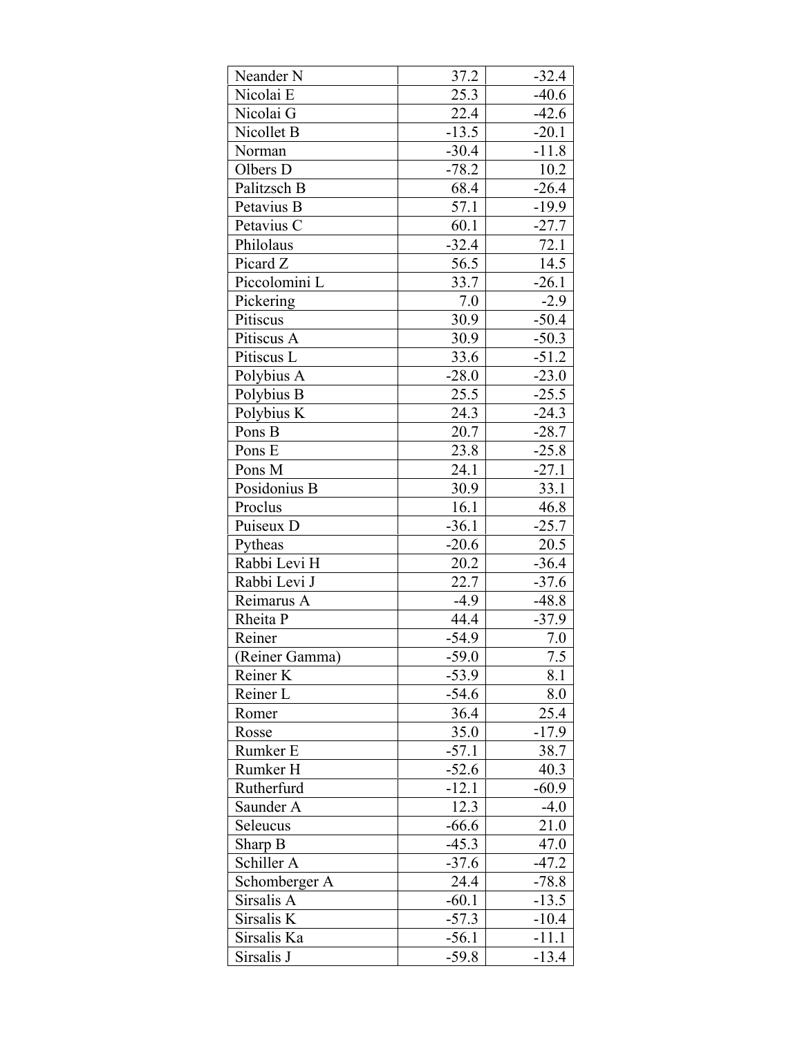| Neander N | 37.2 | -32.4 |
|---|---|---|
| Nicolai E | 25.3 | -40.6 |
| Nicolai G | 22.4 | -42.6 |
| Nicollet B | -13.5 | -20.1 |
| Norman | -30.4 | -11.8 |
| Olbers D | -78.2 | 10.2 |
| Palitzsch B | 68.4 | -26.4 |
| Petavius B | 57.1 | -19.9 |
| Petavius C | 60.1 | -27.7 |
| Philolaus | -32.4 | 72.1 |
| Picard Z | 56.5 | 14.5 |
| Piccolomini L | 33.7 | -26.1 |
| Pickering | 7.0 | -2.9 |
| Pitiscus | 30.9 | -50.4 |
| Pitiscus A | 30.9 | -50.3 |
| Pitiscus L | 33.6 | -51.2 |
| Polybius A | -28.0 | -23.0 |
| Polybius B | 25.5 | -25.5 |
| Polybius K | 24.3 | -24.3 |
| Pons B | 20.7 | -28.7 |
| Pons E | 23.8 | -25.8 |
| Pons M | 24.1 | -27.1 |
| Posidonius B | 30.9 | 33.1 |
| Proclus | 16.1 | 46.8 |
| Puiseux D | -36.1 | -25.7 |
| Pytheas | -20.6 | 20.5 |
| Rabbi Levi H | 20.2 | -36.4 |
| Rabbi Levi J | 22.7 | -37.6 |
| Reimarus A | -4.9 | -48.8 |
| Rheita P | 44.4 | -37.9 |
| Reiner | -54.9 | 7.0 |
| (Reiner Gamma) | -59.0 | 7.5 |
| Reiner K | -53.9 | 8.1 |
| Reiner L | -54.6 | 8.0 |
| Romer | 36.4 | 25.4 |
| Rosse | 35.0 | -17.9 |
| Rumker E | -57.1 | 38.7 |
| Rumker H | -52.6 | 40.3 |
| Rutherfurd | -12.1 | -60.9 |
| Saunder A | 12.3 | -4.0 |
| Seleucus | -66.6 | 21.0 |
| Sharp B | -45.3 | 47.0 |
| Schiller A | -37.6 | -47.2 |
| Schomberger A | 24.4 | -78.8 |
| Sirsalis A | -60.1 | -13.5 |
| Sirsalis K | -57.3 | -10.4 |
| Sirsalis Ka | -56.1 | -11.1 |
| Sirsalis J | -59.8 | -13.4 |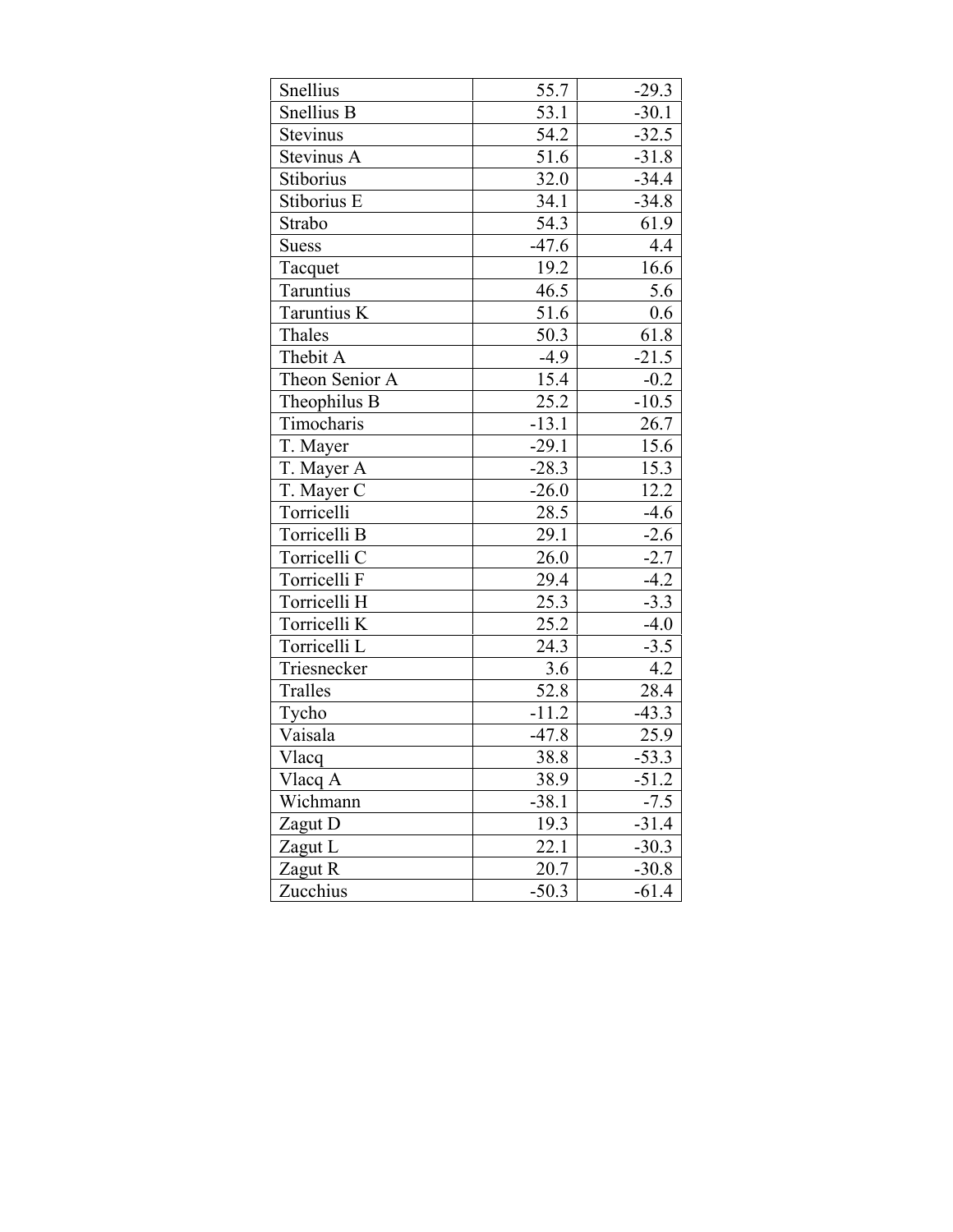| | | |
|---|---|---|
| Snellius | 55.7 | -29.3 |
| Snellius B | 53.1 | -30.1 |
| Stevinus | 54.2 | -32.5 |
| Stevinus A | 51.6 | -31.8 |
| Stiborius | 32.0 | -34.4 |
| Stiborius E | 34.1 | -34.8 |
| Strabo | 54.3 | 61.9 |
| Suess | -47.6 | 4.4 |
| Tacquet | 19.2 | 16.6 |
| Taruntius | 46.5 | 5.6 |
| Taruntius K | 51.6 | 0.6 |
| Thales | 50.3 | 61.8 |
| Thebit A | -4.9 | -21.5 |
| Theon Senior A | 15.4 | -0.2 |
| Theophilus B | 25.2 | -10.5 |
| Timocharis | -13.1 | 26.7 |
| T. Mayer | -29.1 | 15.6 |
| T. Mayer A | -28.3 | 15.3 |
| T. Mayer C | -26.0 | 12.2 |
| Torricelli | 28.5 | -4.6 |
| Torricelli B | 29.1 | -2.6 |
| Torricelli C | 26.0 | -2.7 |
| Torricelli F | 29.4 | -4.2 |
| Torricelli H | 25.3 | -3.3 |
| Torricelli K | 25.2 | -4.0 |
| Torricelli L | 24.3 | -3.5 |
| Triesnecker | 3.6 | 4.2 |
| Tralles | 52.8 | 28.4 |
| Tycho | -11.2 | -43.3 |
| Vaisala | -47.8 | 25.9 |
| Vlacq | 38.8 | -53.3 |
| Vlacq A | 38.9 | -51.2 |
| Wichmann | -38.1 | -7.5 |
| Zagut D | 19.3 | -31.4 |
| Zagut L | 22.1 | -30.3 |
| Zagut R | 20.7 | -30.8 |
| Zucchius | -50.3 | -61.4 |